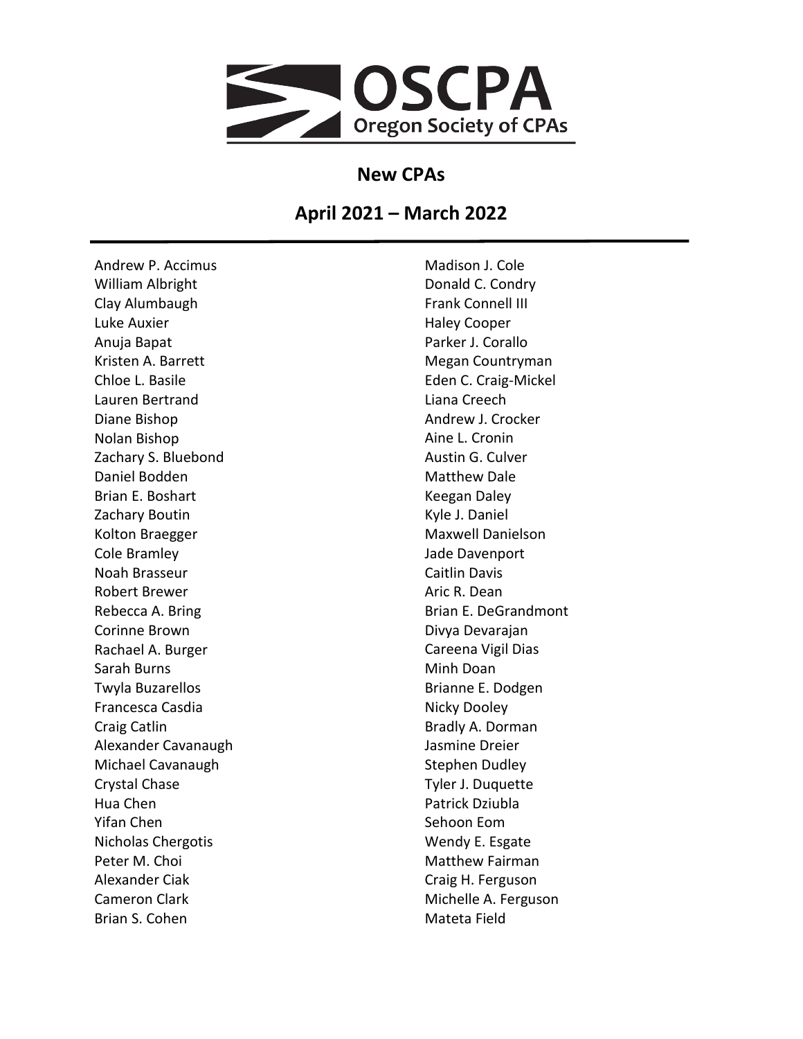OSCPA
Oregon Society of CPAs

## New CPAs

## April 2021 – March 2022

Andrew P. Accimus
William Albright
Clay Alumbaugh
Luke Auxier
Anuja Bapat
Kristen A. Barrett
Chloe L. Basile
Lauren Bertrand
Diane Bishop
Nolan Bishop
Zachary S. Bluebond
Daniel Bodden
Brian E. Boshart
Zachary Boutin
Kolton Braegger
Cole Bramley
Noah Brasseur
Robert Brewer
Rebecca A. Bring
Corinne Brown
Rachael A. Burger
Sarah Burns
Twyla Buzarellos
Francesca Casdia
Craig Catlin
Alexander Cavanaugh
Michael Cavanaugh
Crystal Chase
Hua Chen
Yifan Chen
Nicholas Chergotis
Peter M. Choi
Alexander Ciak
Cameron Clark
Brian S. Cohen
Madison J. Cole
Donald C. Condry
Frank Connell III
Haley Cooper
Parker J. Corallo
Megan Countryman
Eden C. Craig-Mickel
Liana Creech
Andrew J. Crocker
Aine L. Cronin
Austin G. Culver
Matthew Dale
Keegan Daley
Kyle J. Daniel
Maxwell Danielson
Jade Davenport
Caitlin Davis
Aric R. Dean
Brian E. DeGrandmont
Divya Devarajan
Careena Vigil Dias
Minh Doan
Brianne E. Dodgen
Nicky Dooley
Bradly A. Dorman
Jasmine Dreier
Stephen Dudley
Tyler J. Duquette
Patrick Dziubla
Sehoon Eom
Wendy E. Esgate
Matthew Fairman
Craig H. Ferguson
Michelle A. Ferguson
Mateta Field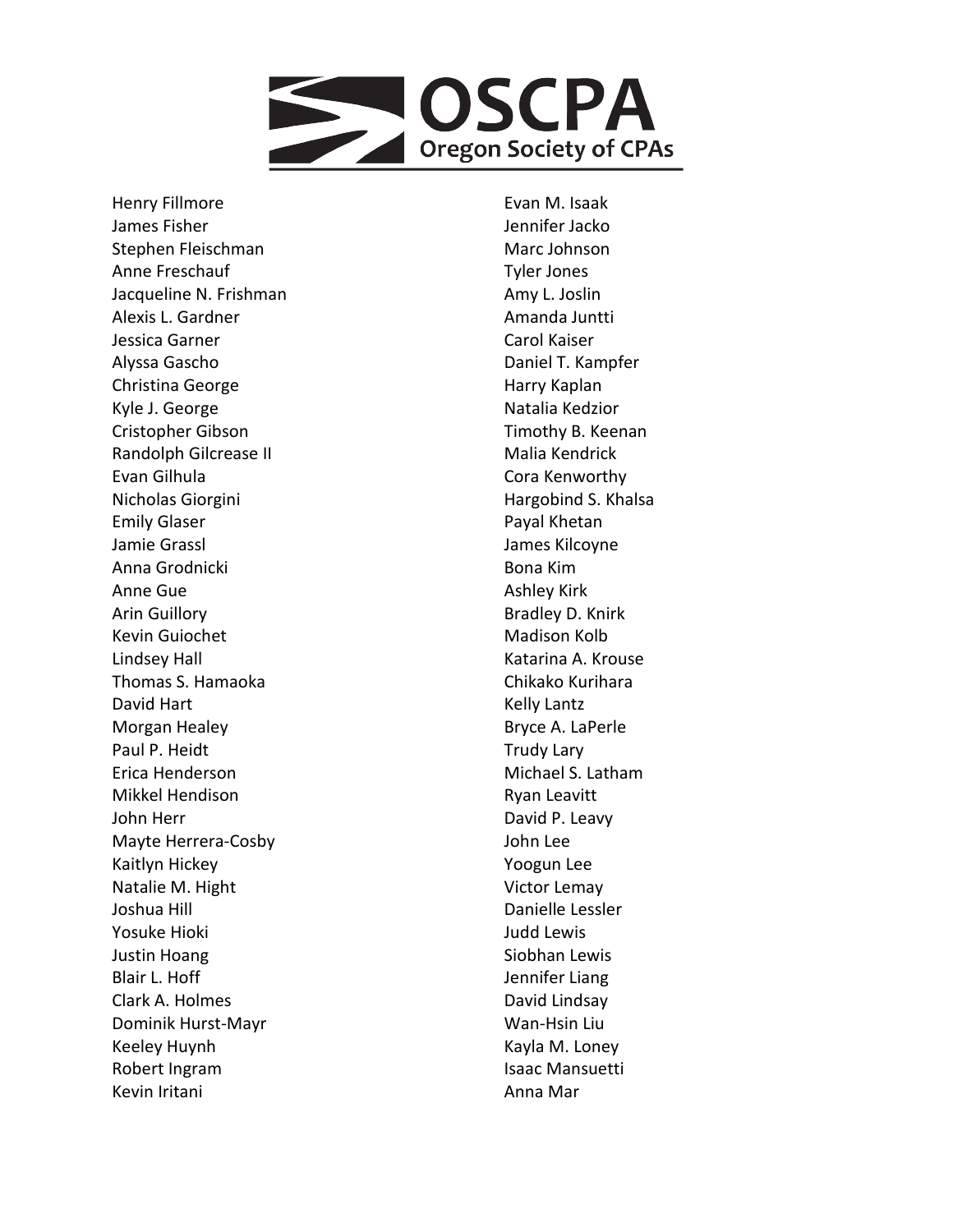# OSCPA

Oregon Society of CPAs

Henry Fillmore
James Fisher
Stephen Fleischman
Anne Freschauf
Jacqueline N. Frishman
Alexis L. Gardner
Jessica Garner
Alyssa Gascho
Christina George
Kyle J. George
Cristopher Gibson
Randolph Gilcrease II
Evan Gilhula
Nicholas Giorgini
Emily Glaser
Jamie Grassl
Anna Grodnicki
Anne Gue
Arin Guillory
Kevin Guiochet
Lindsey Hall
Thomas S. Hamaoka
David Hart
Morgan Healey
Paul P. Heidt
Erica Henderson
Mikkel Hendison
John Herr
Mayte Herrera-Cosby
Kaitlyn Hickey
Natalie M. Hight
Joshua Hill
Yosuke Hioki
Justin Hoang
Blair L. Hoff
Clark A. Holmes
Dominik Hurst-Mayr
Keeley Huynh
Robert Ingram
Kevin Iritani
Evan M. Isaak
Jennifer Jacko
Marc Johnson
Tyler Jones
Amy L. Joslin
Amanda Juntti
Carol Kaiser
Daniel T. Kampfer
Harry Kaplan
Natalia Kedzior
Timothy B. Keenan
Malia Kendrick
Cora Kenworthy
Hargobind S. Khalsa
Payal Khetan
James Kilcoyne
Bona Kim
Ashley Kirk
Bradley D. Knirk
Madison Kolb
Katarina A. Krouse
Chikako Kurihara
Kelly Lantz
Bryce A. LaPerle
Trudy Lary
Michael S. Latham
Ryan Leavitt
David P. Leavy
John Lee
Yoogun Lee
Victor Lemay
Danielle Lessler
Judd Lewis
Siobhan Lewis
Jennifer Liang
David Lindsay
Wan-Hsin Liu
Kayla M. Loney
Isaac Mansuetti
Anna Mar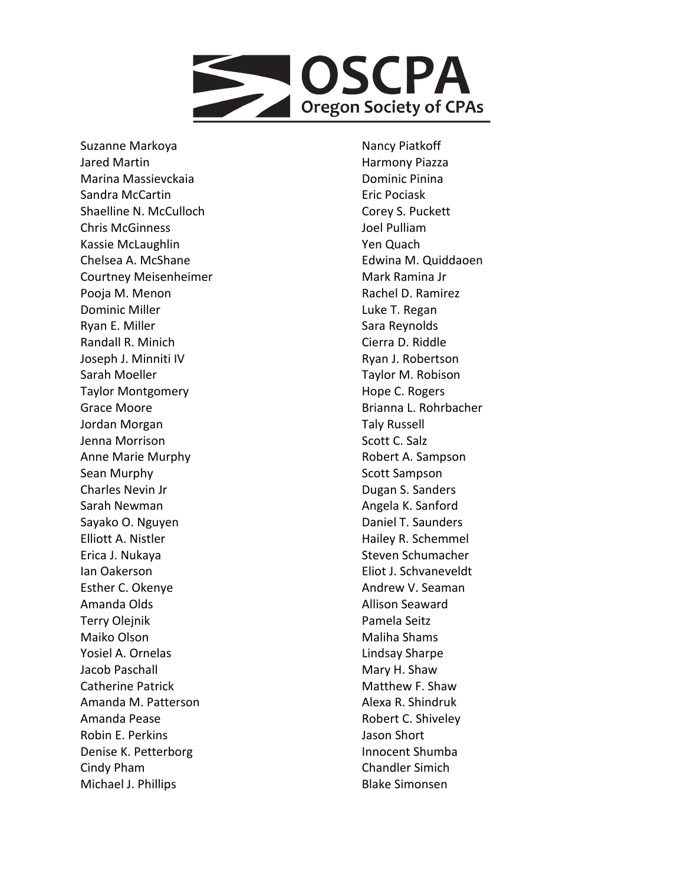Suzanne Markoya
Jared Martin
Marina Massievckaia
Sandra McCartin
Shaelline N. McCulloch
Chris McGinness
Kassie McLaughlin
Chelsea A. McShane
Courtney Meisenheimer
Pooja M. Menon
Dominic Miller
Ryan E. Miller
Randall R. Minich
Joseph J. Minniti IV
Sarah Moeller
Taylor Montgomery
Grace Moore
Jordan Morgan
Jenna Morrison
Anne Marie Murphy
Sean Murphy
Charles Nevin Jr
Sarah Newman
Sayako O. Nguyen
Elliott A. Nistler
Erica J. Nukaya
Ian Oakerson
Esther C. Okenye
Amanda Olds
Terry Olejnik
Maiko Olson
Yosiel A. Ornelas
Jacob Paschall
Catherine Patrick
Amanda M. Patterson
Amanda Pease
Robin E. Perkins
Denise K. Petterborg
Cindy Pham
Michael J. Phillips
Nancy Piatkoff
Harmony Piazza
Dominic Pinina
Eric Pociask
Corey S. Puckett
Joel Pulliam
Yen Quach
Edwina M. Quiddaoen
Mark Ramina Jr
Rachel D. Ramirez
Luke T. Regan
Sara Reynolds
Cierra D. Riddle
Ryan J. Robertson
Taylor M. Robison
Hope C. Rogers
Brianna L. Rohrbacher
Taly Russell
Scott C. Salz
Robert A. Sampson
Scott Sampson
Dugan S. Sanders
Angela K. Sanford
Daniel T. Saunders
Hailey R. Schemmel
Steven Schumacher
Eliot J. Schvaneveldt
Andrew V. Seaman
Allison Seaward
Pamela Seitz
Maliha Shams
Lindsay Sharpe
Mary H. Shaw
Matthew F. Shaw
Alexa R. Shindruk
Robert C. Shiveley
Jason Short
Innocent Shumba
Chandler Simich
Blake Simonsen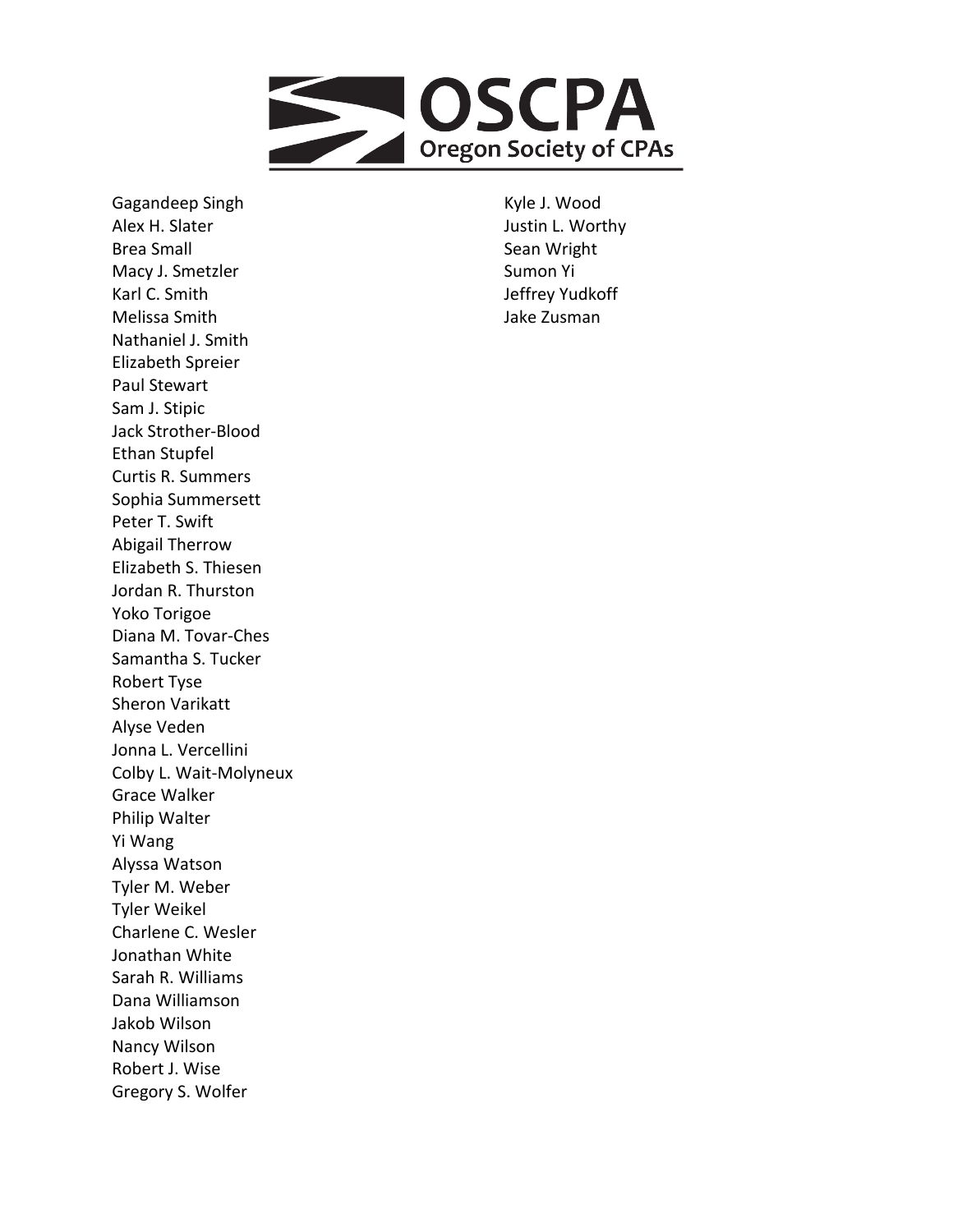Gagandeep Singh
Alex H. Slater
Brea Small
Macy J. Smetzler
Karl C. Smith
Melissa Smith
Nathaniel J. Smith
Elizabeth Spreier
Paul Stewart
Sam J. Stipic
Jack Strother-Blood
Ethan Stupfel
Curtis R. Summers
Sophia Summersett
Peter T. Swift
Abigail Therrow
Elizabeth S. Thiesen
Jordan R. Thurston
Yoko Torigoe
Diana M. Tovar-Ches
Samantha S. Tucker
Robert Tyse
Sheron Varikatt
Alyse Veden
Jonna L. Vercellini
Colby L. Wait-Molyneux
Grace Walker
Philip Walter
Yi Wang
Alyssa Watson
Tyler M. Weber
Tyler Weikel
Charlene C. Wesler
Jonathan White
Sarah R. Williams
Dana Williamson
Jakob Wilson
Nancy Wilson
Robert J. Wise
Gregory S. Wolfer
Kyle J. Wood
Justin L. Worthy
Sean Wright
Sumon Yi
Jeffrey Yudkoff
Jake Zusman